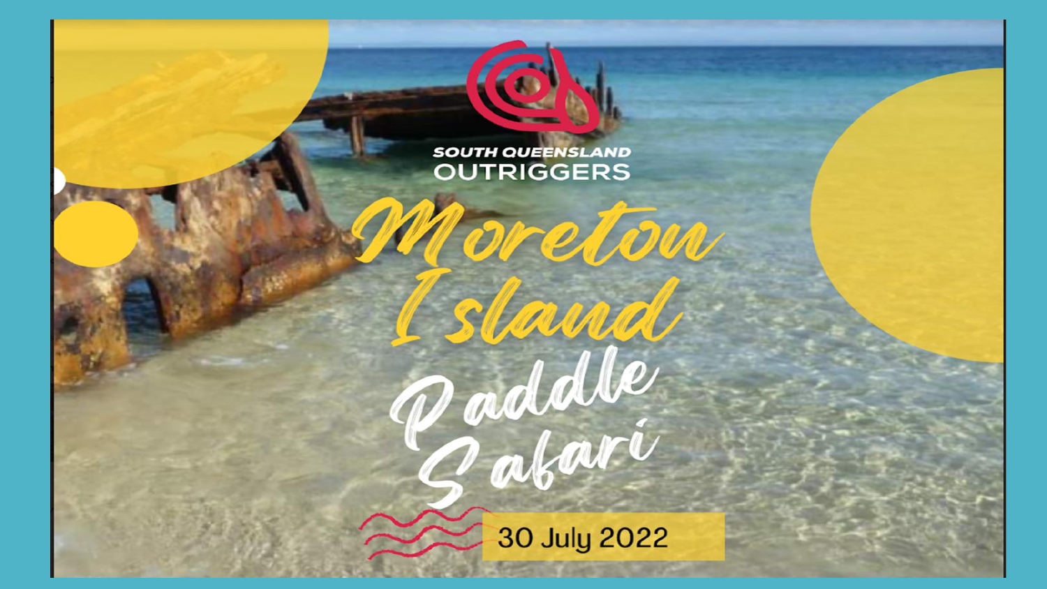SOUTH QUEENSLAND OUTRIGGERS

# Moreton Island Paddle Safari

30 July 2022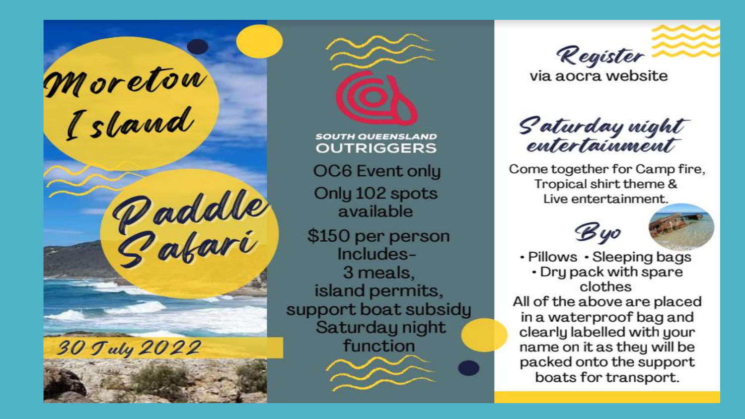# Moreton Island Paddle Safari

**30 July 2022**

**SOUTH QUEENSLAND OUTRIGGERS**

OC6 Event only

Only 102 spots available

$150 per person
Includes-
3 meals,
island permits,
support boat subsidy
Saturday night function

## Register

via aocra website

## Saturday night entertainment

Come together for Camp fire, Tropical shirt theme & Live entertainment.

## Byo

- Pillows
- Sleeping bags
- Dry pack with spare clothes

All of the above are placed in a waterproof bag and clearly labelled with your name on it as they will be packed onto the support boats for transport.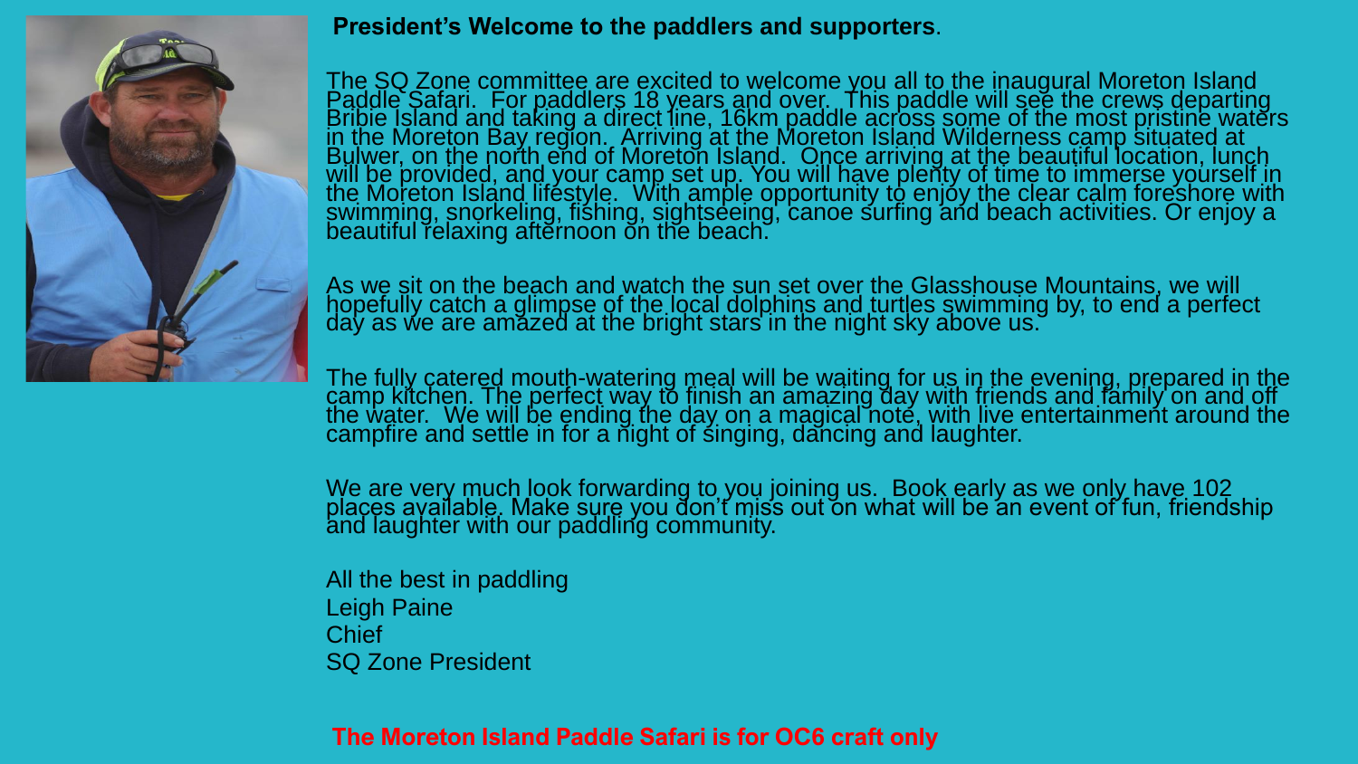**President's Welcome to the paddlers and supporters**.

The SQ Zone committee are excited to welcome you all to the inaugural Moreton Island Paddle Safari. For paddlers 18 years and over. This paddle will see the crews departing Bribie Island and taking a direct line, 16km paddle across some of the most pristine waters in the Moreton Bay region. Arriving at the Moreton Island Wilderness camp situated at Bulwer, on the north end of Moreton Island. Once arriving at the beautiful location, lunch will be provided, and your camp set up. You will have plenty of time to immerse yourself in the Moreton Island lifestyle. With ample opportunity to enjoy the clear calm foreshore with swimming, snorkeling, fishing, sightseeing, canoe surfing and beach activities. Or enjoy a beautiful relaxing afternoon on the beach.

As we sit on the beach and watch the sun set over the Glasshouse Mountains, we will hopefully catch a glimpse of the local dolphins and turtles swimming by, to end a perfect day as we are amazed at the bright stars in the night sky above us.

The fully catered mouth-watering meal will be waiting for us in the evening, prepared in the camp kitchen. The perfect way to finish an amazing day with friends and family on and off the water. We will be ending the day on a magical note, with live entertainment around the campfire and settle in for a night of singing, dancing and laughter.

We are very much look forwarding to you joining us. Book early as we only have 102 places available. Make sure you don't miss out on what will be an event of fun, friendship and laughter with our paddling community.

All the best in paddling
Leigh Paine
Chief
SQ Zone President

**The Moreton Island Paddle Safari is for OC6 craft only**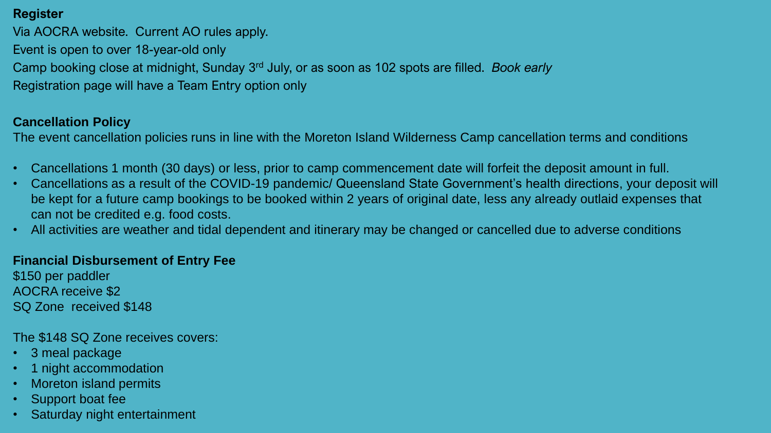**Register**

Via AOCRA website.  Current AO rules apply.

Event is open to over 18-year-old only

Camp booking close at midnight, Sunday 3rd July, or as soon as 102 spots are filled.  *Book early*

Registration page will have a Team Entry option only

**Cancellation Policy**

The event cancellation policies runs in line with the Moreton Island Wilderness Camp cancellation terms and conditions

- Cancellations 1 month (30 days) or less, prior to camp commencement date will forfeit the deposit amount in full.
- Cancellations as a result of the COVID-19 pandemic/ Queensland State Government's health directions, your deposit will be kept for a future camp bookings to be booked within 2 years of original date, less any already outlaid expenses that can not be credited e.g. food costs.
- All activities are weather and tidal dependent and itinerary may be changed or cancelled due to adverse conditions

**Financial Disbursement of Entry Fee**

$150 per paddler

AOCRA receive $2

SQ Zone  received $148

The $148 SQ Zone receives covers:

- 3 meal package
- 1 night accommodation
- Moreton island permits
- Support boat fee
- Saturday night entertainment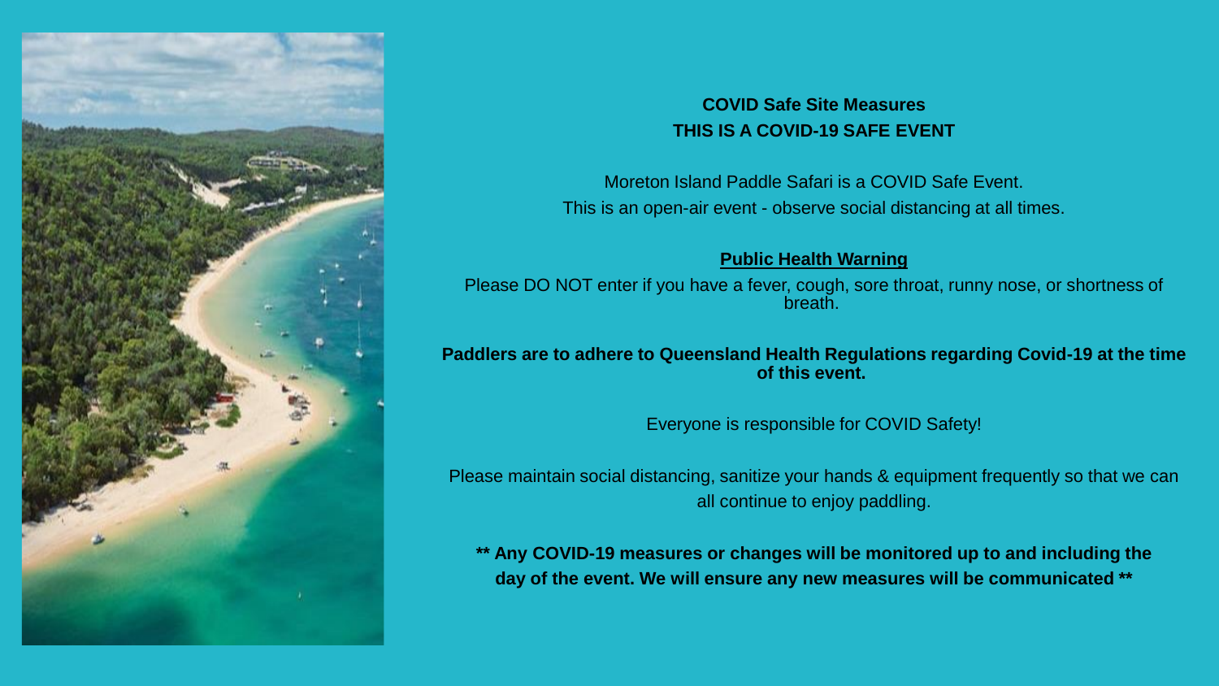**COVID Safe Site Measures**
**THIS IS A COVID-19 SAFE EVENT**

Moreton Island Paddle Safari is a COVID Safe Event.
This is an open-air event - observe social distancing at all times.

**Public Health Warning**

Please DO NOT enter if you have a fever, cough, sore throat, runny nose, or shortness of breath.

**Paddlers are to adhere to Queensland Health Regulations regarding Covid-19 at the time of this event.**

Everyone is responsible for COVID Safety!

Please maintain social distancing, sanitize your hands & equipment frequently so that we can all continue to enjoy paddling.

**** Any COVID-19 measures or changes will be monitored up to and including the day of the event. We will ensure any new measures will be communicated ****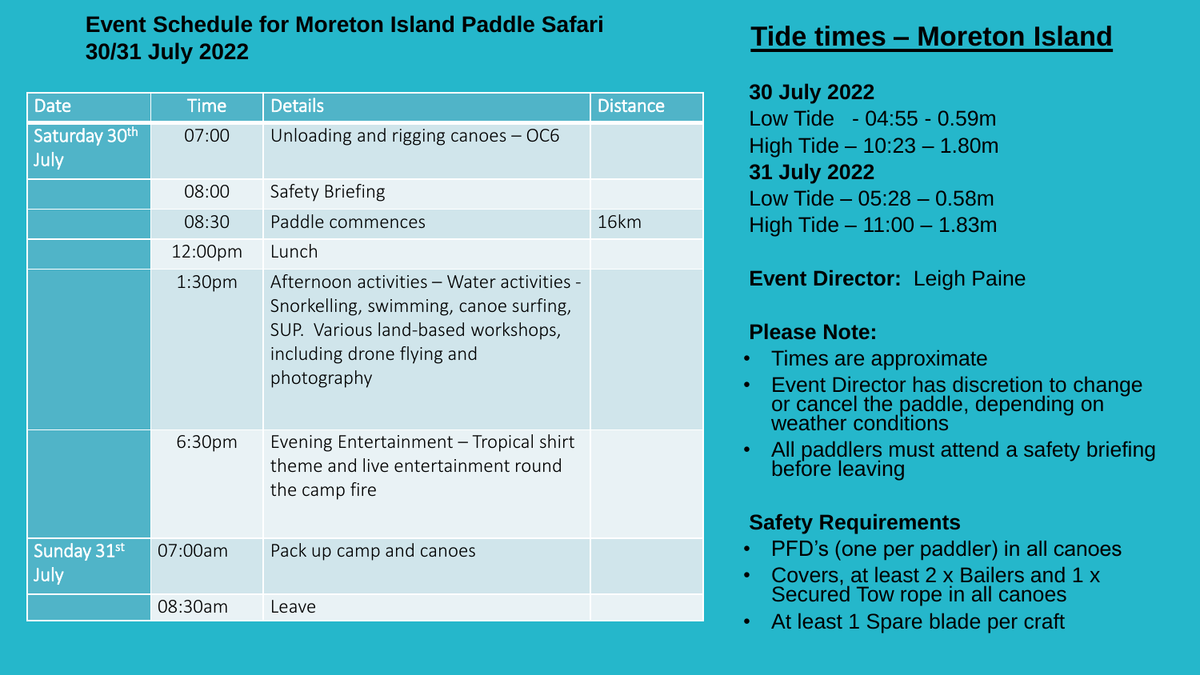## Event Schedule for Moreton Island Paddle Safari 30/31 July 2022

| Date | Time | Details | Distance |
|---|---|---|---|
| Saturday 30th July | 07:00 | Unloading and rigging canoes – OC6 | |
| | 08:00 | Safety Briefing | |
| | 08:30 | Paddle commences | 16km |
| | 12:00pm | Lunch | |
| | 1:30pm | Afternoon activities – Water activities - Snorkelling, swimming, canoe surfing, SUP. Various land-based workshops, including drone flying and photography | |
| | 6:30pm | Evening Entertainment – Tropical shirt theme and live entertainment round the camp fire | |
| Sunday 31st July | 07:00am | Pack up camp and canoes | |
| | 08:30am | Leave | |

## Tide times – Moreton Island

**30 July 2022**
Low Tide - 04:55 - 0.59m
High Tide – 10:23 – 1.80m
**31 July 2022**
Low Tide – 05:28 – 0.58m
High Tide – 11:00 – 1.83m

**Event Director:** Leigh Paine

**Please Note:**

- Times are approximate
- Event Director has discretion to change or cancel the paddle, depending on weather conditions
- All paddlers must attend a safety briefing before leaving

**Safety Requirements**

- PFD's (one per paddler) in all canoes
- Covers, at least 2 x Bailers and 1 x Secured Tow rope in all canoes
- At least 1 Spare blade per craft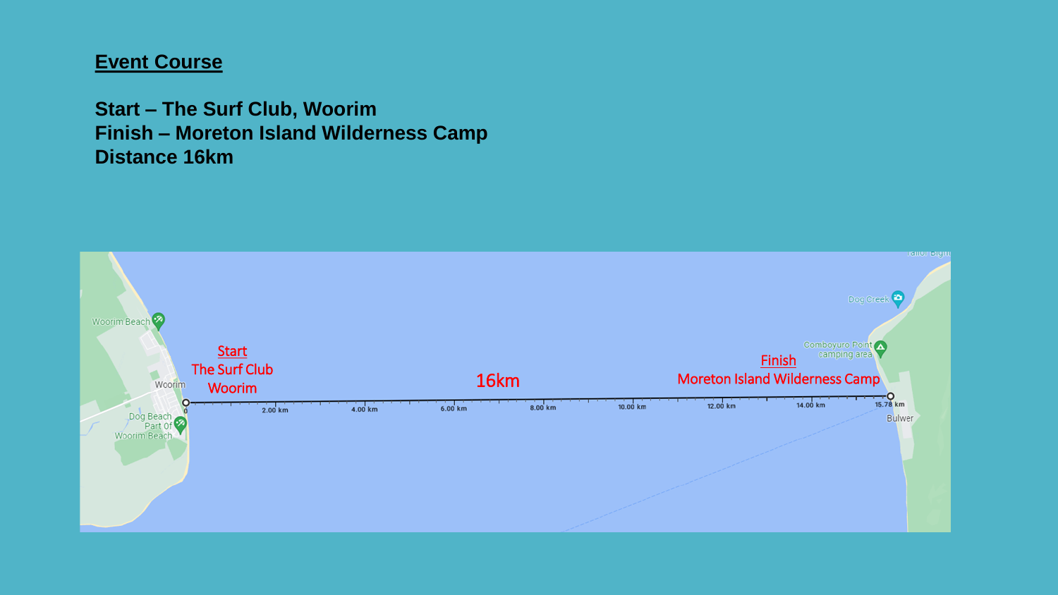## Event Course

**Start – The Surf Club, Woorim**
**Finish – Moreton Island Wilderness Camp**
**Distance 16km**

Start
The Surf Club
Woorim

16km

Finish
Moreton Island Wilderness Camp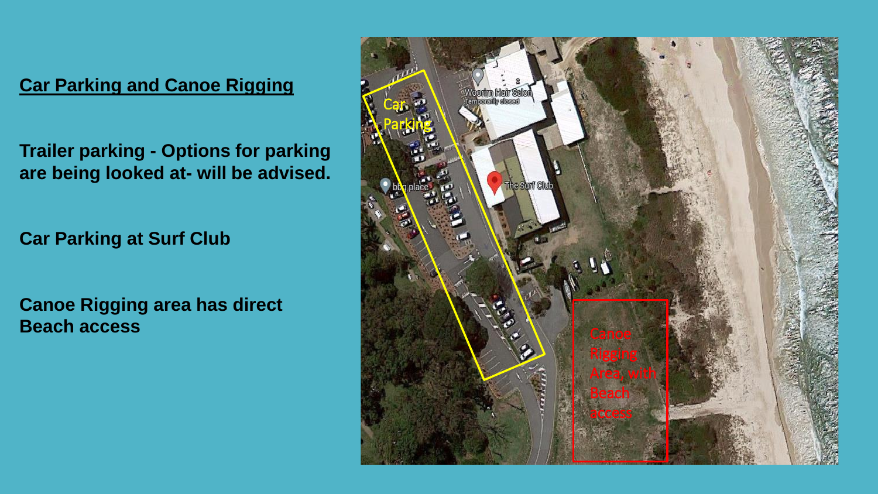## Car Parking and Canoe Rigging

**Trailer parking - Options for parking are being looked at- will be advised.**

**Car Parking at Surf Club**

**Canoe Rigging area has direct Beach access**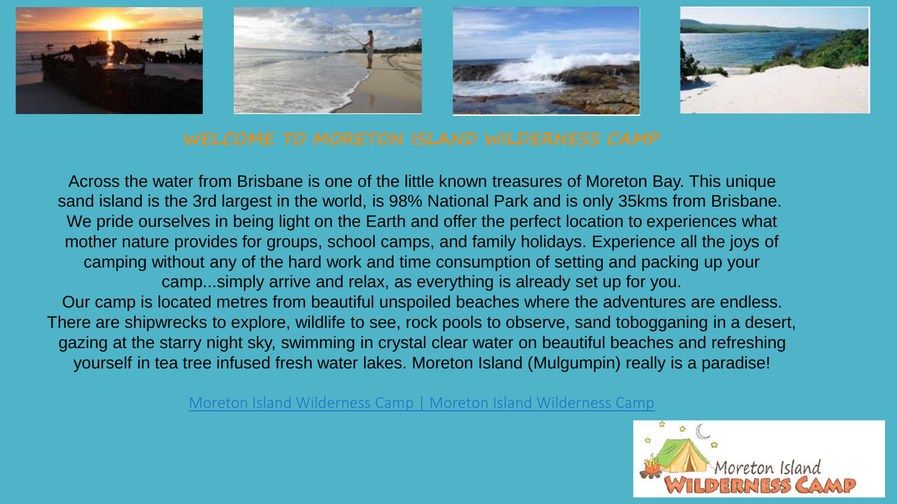# WELCOME TO MORETON ISLAND WILDERNESS CAMP

Across the water from Brisbane is one of the little known treasures of Moreton Bay. This unique sand island is the 3rd largest in the world, is 98% National Park and is only 35kms from Brisbane. We pride ourselves in being light on the Earth and offer the perfect location to experiences what mother nature provides for groups, school camps, and family holidays. Experience all the joys of camping without any of the hard work and time consumption of setting and packing up your camp...simply arrive and relax, as everything is already set up for you.

Our camp is located metres from beautiful unspoiled beaches where the adventures are endless. There are shipwrecks to explore, wildlife to see, rock pools to observe, sand tobogganing in a desert, gazing at the starry night sky, swimming in crystal clear water on beautiful beaches and refreshing yourself in tea tree infused fresh water lakes. Moreton Island (Mulgumpin) really is a paradise!

Moreton Island Wilderness Camp | Moreton Island Wilderness Camp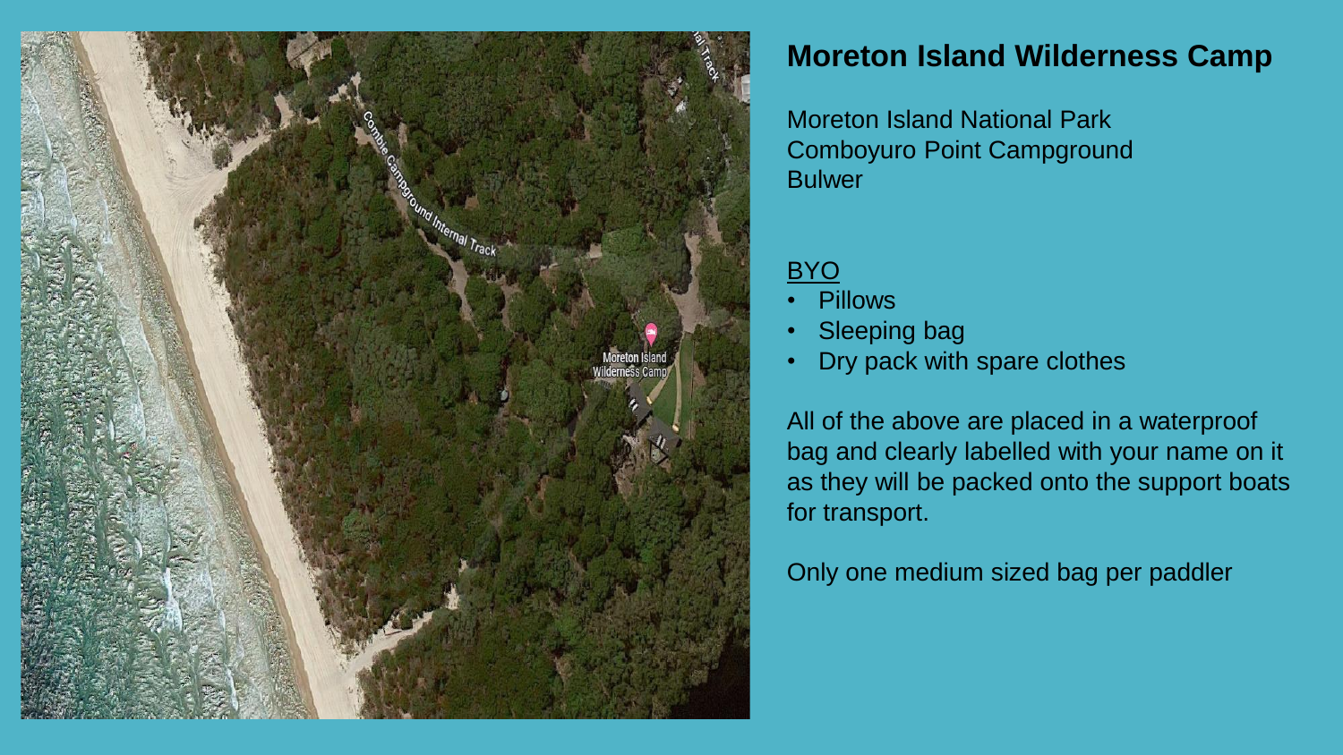# Moreton Island Wilderness Camp

Moreton Island National Park
Comboyuro Point Campground
Bulwer

BYO

- Pillows
- Sleeping bag
- Dry pack with spare clothes

All of the above are placed in a waterproof bag and clearly labelled with your name on it as they will be packed onto the support boats for transport.

Only one medium sized bag per paddler